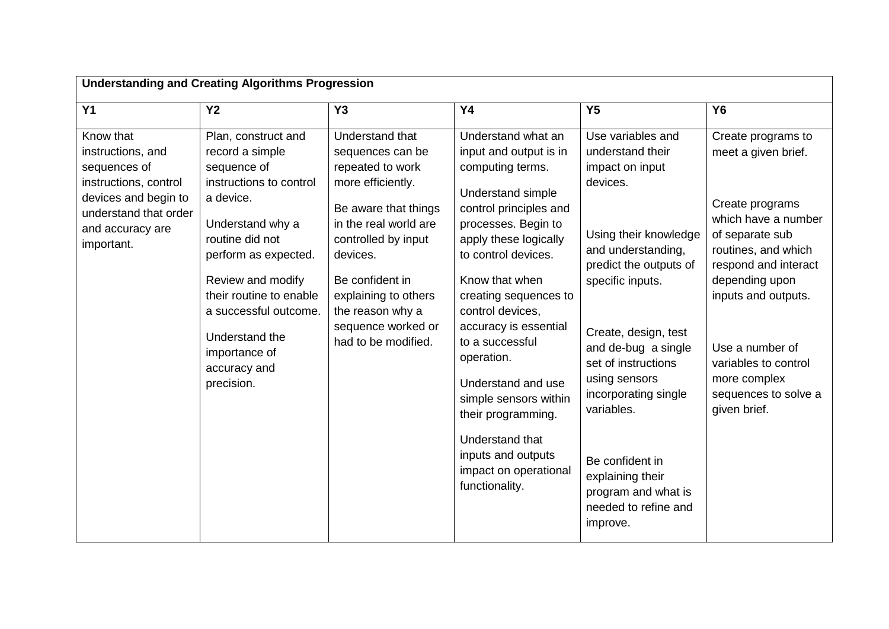| Understanding and Creating Algorithms Progression | | | | | |
|---|---|---|---|---|---|
| **Y1** | **Y2** | **Y3** | **Y4** | **Y5** | **Y6** |
| Know that instructions, and sequences of instructions, control devices and begin to understand that order and accuracy are important. | Plan, construct and record a simple sequence of instructions to control a device.<br><br>Understand why a routine did not perform as expected.<br><br>Review and modify their routine to enable a successful outcome.<br><br>Understand the importance of accuracy and precision. | Understand that sequences can be repeated to work more efficiently.<br><br>Be aware that things in the real world are controlled by input devices.<br><br>Be confident in explaining to others the reason why a sequence worked or had to be modified. | Understand what an input and output is in computing terms.<br><br>Understand simple control principles and processes. Begin to apply these logically to control devices.<br><br>Know that when creating sequences to control devices, accuracy is essential to a successful operation.<br><br>Understand and use simple sensors within their programming.<br><br>Understand that inputs and outputs impact on operational functionality. | Use variables and understand their impact on input devices.<br><br>Using their knowledge and understanding, predict the outputs of specific inputs.<br><br>Create, design, test and de-bug a single set of instructions using sensors incorporating single variables.<br><br>Be confident in explaining their program and what is needed to refine and improve. | Create programs to meet a given brief.<br><br>Create programs which have a number of separate sub routines, and which respond and interact depending upon inputs and outputs.<br><br>Use a number of variables to control more complex sequences to solve a given brief. |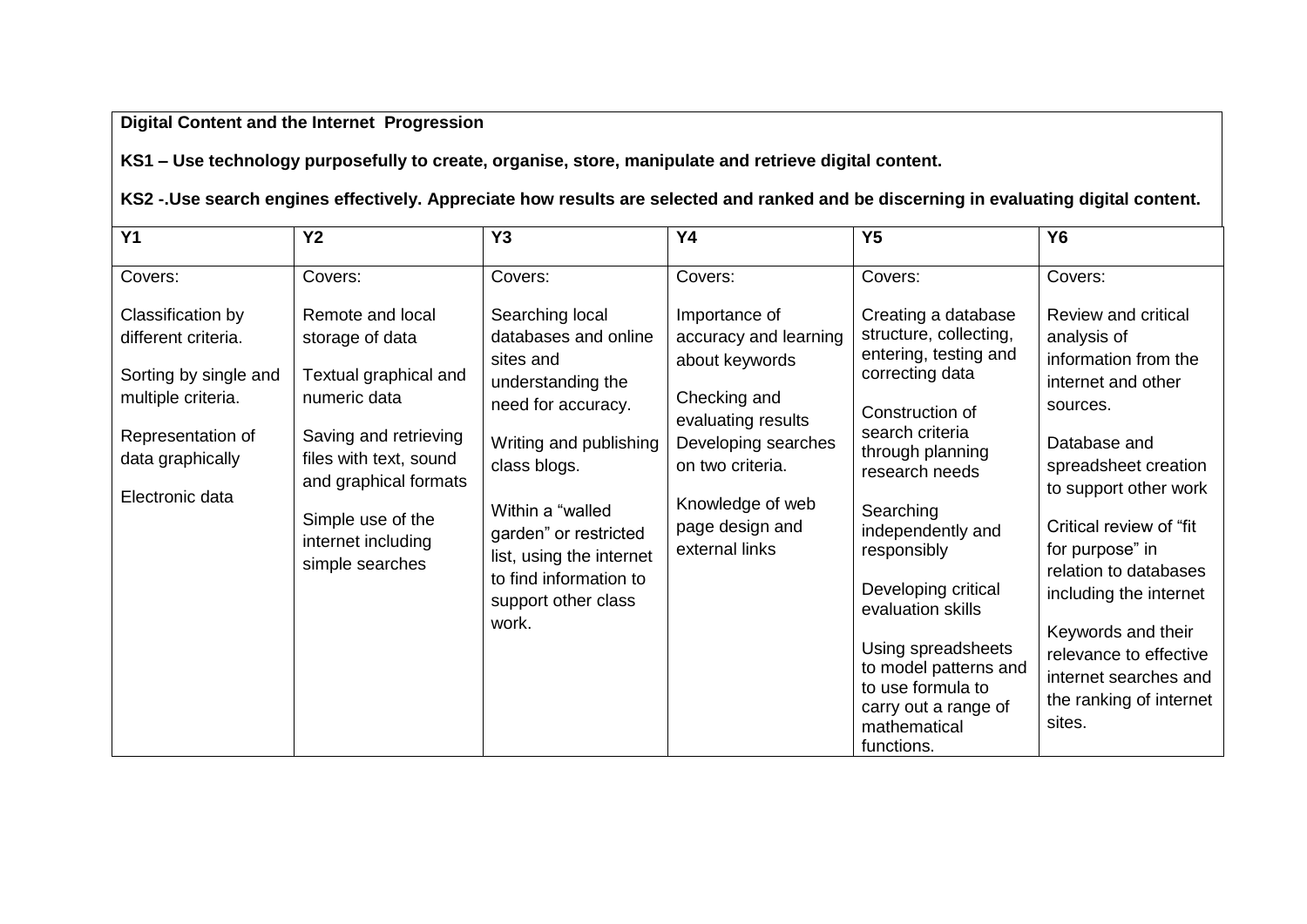**Digital Content and the Internet Progression**

**KS1 – Use technology purposefully to create, organise, store, manipulate and retrieve digital content.**

**KS2 -.Use search engines effectively. Appreciate how results are selected and ranked and be discerning in evaluating digital content.**

| Y1 | Y2 | Y3 | Y4 | Y5 | Y6 |
|---|---|---|---|---|---|
| Covers:<br><br>Classification by different criteria.<br><br>Sorting by single and multiple criteria.<br><br>Representation of data graphically<br><br>Electronic data | Covers:<br><br>Remote and local storage of data<br><br>Textual graphical and numeric data<br><br>Saving and retrieving files with text, sound and graphical formats<br><br>Simple use of the internet including simple searches | Covers:<br><br>Searching local databases and online sites and understanding the need for accuracy.<br><br>Writing and publishing class blogs.<br><br>Within a "walled garden" or restricted list, using the internet to find information to support other class work. | Covers:<br><br>Importance of accuracy and learning about keywords<br><br>Checking and evaluating results Developing searches on two criteria.<br><br>Knowledge of web page design and external links | Covers:<br><br>Creating a database structure, collecting, entering, testing and correcting data<br><br>Construction of search criteria through planning research needs<br><br>Searching independently and responsibly<br><br>Developing critical evaluation skills<br><br>Using spreadsheets to model patterns and to use formula to carry out a range of mathematical functions. | Covers:<br><br>Review and critical analysis of information from the internet and other sources.<br><br>Database and spreadsheet creation to support other work<br><br>Critical review of "fit for purpose" in relation to databases including the internet<br><br>Keywords and their relevance to effective internet searches and the ranking of internet sites. |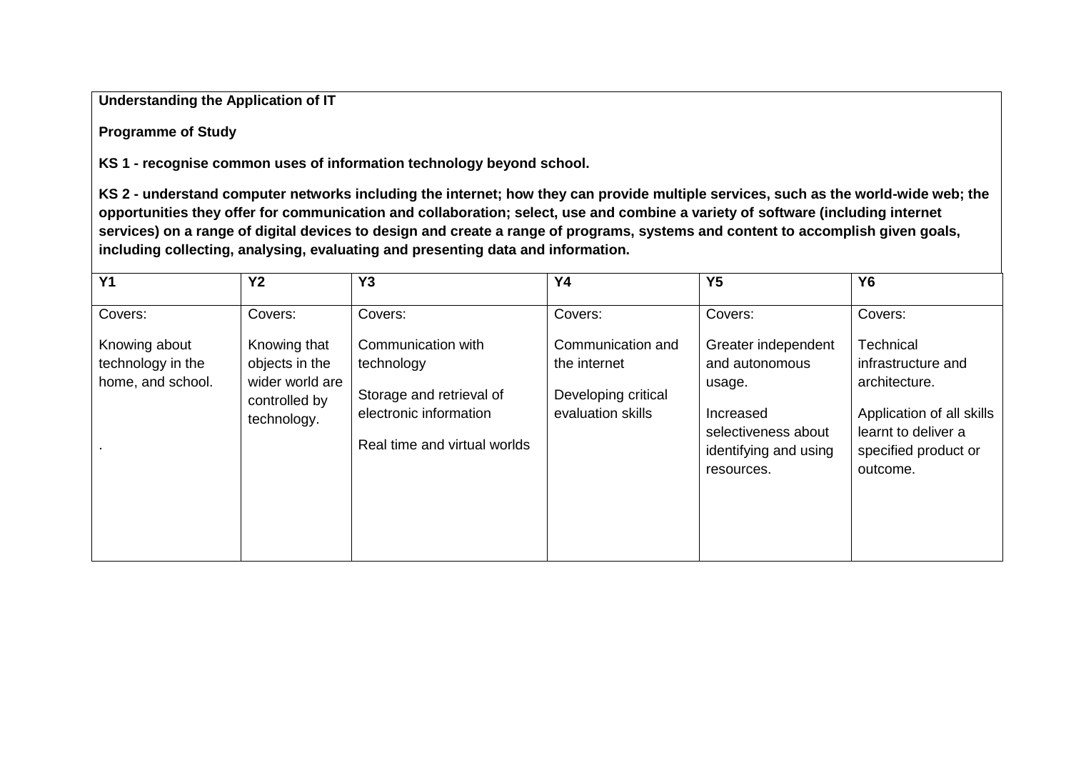**Understanding the Application of IT**

**Programme of Study**

**KS 1 - recognise common uses of information technology beyond school.**

**KS 2 - understand computer networks including the internet; how they can provide multiple services, such as the world-wide web; the opportunities they offer for communication and collaboration; select, use and combine a variety of software (including internet services) on a range of digital devices to design and create a range of programs, systems and content to accomplish given goals, including collecting, analysing, evaluating and presenting data and information.**

| Y1 | Y2 | Y3 | Y4 | Y5 | Y6 |
|---|---|---|---|---|---|
| Covers:<br><br>Knowing about technology in the home, and school.<br><br>. | Covers:<br><br>Knowing that objects in the wider world are controlled by technology. | Covers:<br><br>Communication with technology<br><br>Storage and retrieval of electronic information<br><br>Real time and virtual worlds | Covers:<br><br>Communication and the internet<br><br>Developing critical evaluation skills | Covers:<br><br>Greater independent and autonomous usage.<br><br>Increased selectiveness about identifying and using resources. | Covers:<br><br>Technical infrastructure and architecture.<br><br>Application of all skills learnt to deliver a specified product or outcome. |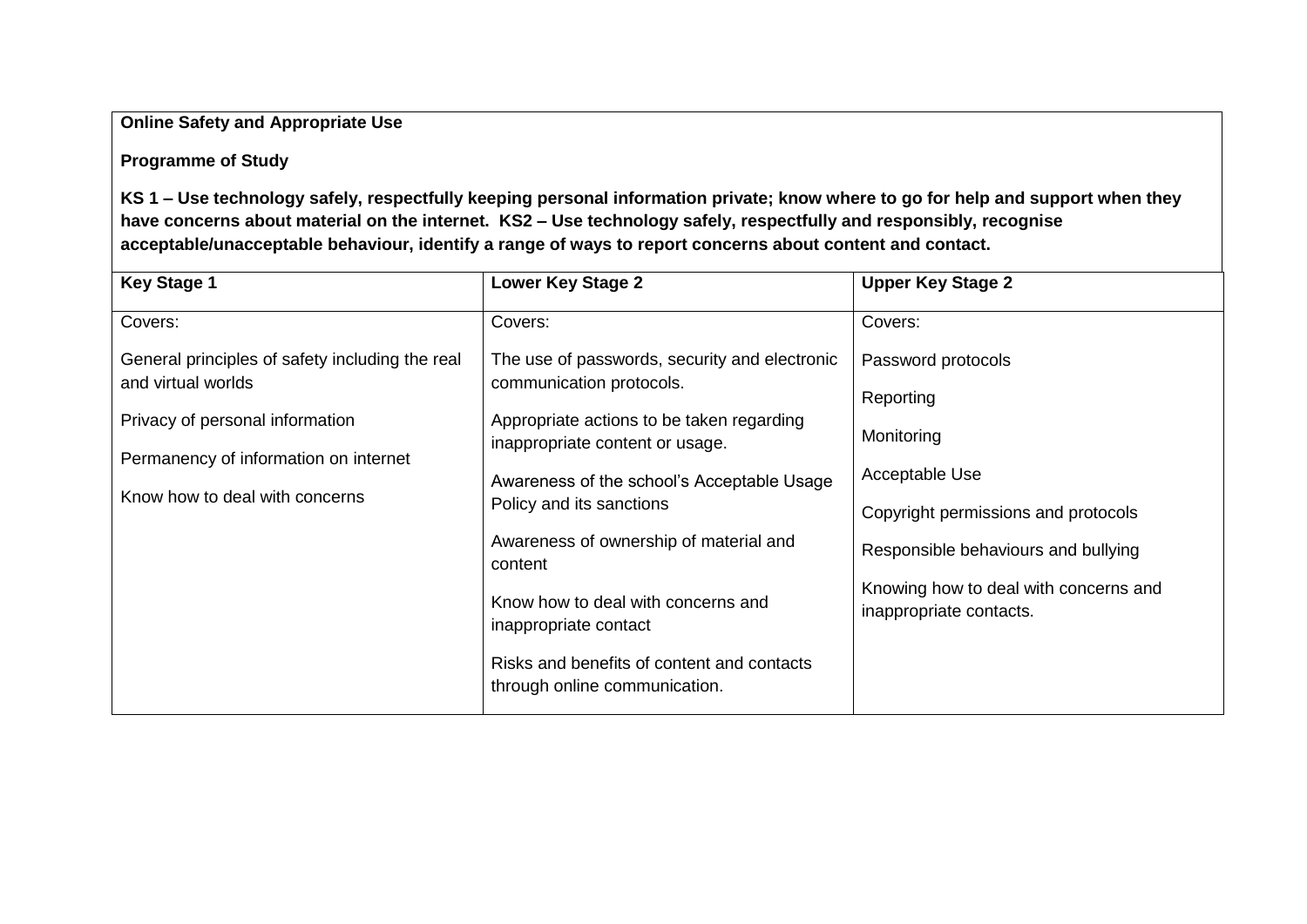**Online Safety and Appropriate Use**

**Programme of Study**

**KS 1 – Use technology safely, respectfully keeping personal information private; know where to go for help and support when they have concerns about material on the internet. KS2 – Use technology safely, respectfully and responsibly, recognise acceptable/unacceptable behaviour, identify a range of ways to report concerns about content and contact.**

| **Key Stage 1** | **Lower Key Stage 2** | **Upper Key Stage 2** |
|---|---|---|
| Covers:<br><br>General principles of safety including the real and virtual worlds<br><br>Privacy of personal information<br><br>Permanency of information on internet<br><br>Know how to deal with concerns | Covers:<br><br>The use of passwords, security and electronic communication protocols.<br><br>Appropriate actions to be taken regarding inappropriate content or usage.<br><br>Awareness of the school's Acceptable Usage Policy and its sanctions<br><br>Awareness of ownership of material and content<br><br>Know how to deal with concerns and inappropriate contact<br><br>Risks and benefits of content and contacts through online communication. | Covers:<br><br>Password protocols<br><br>Reporting<br><br>Monitoring<br><br>Acceptable Use<br><br>Copyright permissions and protocols<br><br>Responsible behaviours and bullying<br><br>Knowing how to deal with concerns and inappropriate contacts. |